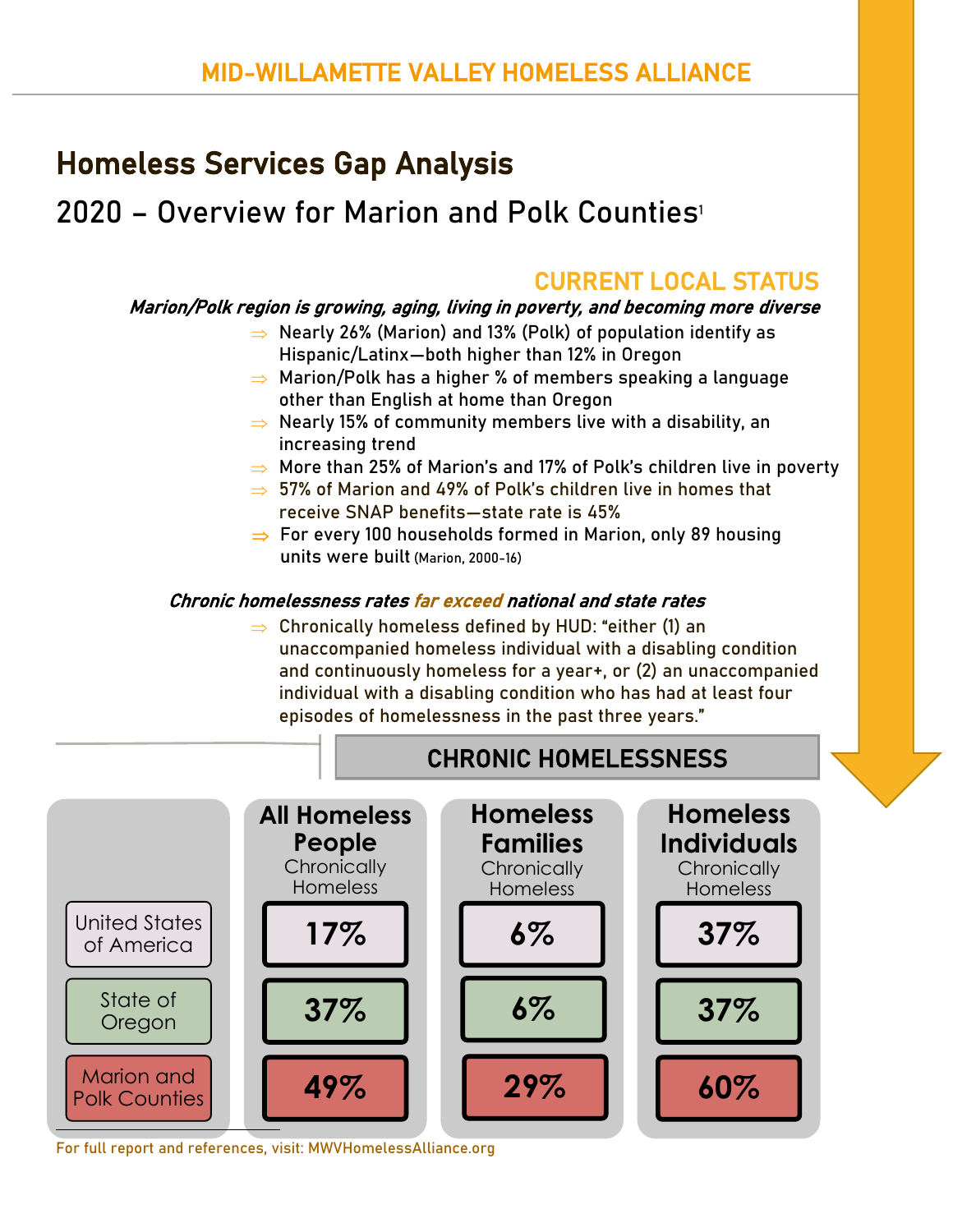MID-WILLAMETTE VALLEY HOMELESS ALLIANCE

# Homeless Services Gap Analysis

## 2020 – Overview for Marion and Polk Counties[1]

### CURRENT LOCAL STATUS

***Marion/Polk region is growing, aging, living in poverty, and becoming more diverse***

- ⇒ Nearly 26% (Marion) and 13% (Polk) of population identify as Hispanic/Latinx—both higher than 12% in Oregon
- ⇒ Marion/Polk has a higher % of members speaking a language other than English at home than Oregon
- ⇒ Nearly 15% of community members live with a disability, an increasing trend
- ⇒ More than 25% of Marion's and 17% of Polk's children live in poverty
- ⇒ 57% of Marion and 49% of Polk's children live in homes that receive SNAP benefits—state rate is 45%
- ⇒ For every 100 households formed in Marion, only 89 housing units were built (Marion, 2000-16)

***Chronic homelessness rates far exceed national and state rates***

- ⇒ Chronically homeless defined by HUD: "either (1) an unaccompanied homeless individual with a disabling condition and continuously homeless for a year+, or (2) an unaccompanied individual with a disabling condition who has had at least four episodes of homelessness in the past three years."

### CHRONIC HOMELESSNESS

| | All Homeless People Chronically Homeless | Homeless Families Chronically Homeless | Homeless Individuals Chronically Homeless |
|---|---|---|---|
| United States of America | 17% | 6% | 37% |
| State of Oregon | 37% | 6% | 37% |
| Marion and Polk Counties | 49% | 29% | 60% |

For full report and references, visit: MWVHomelessAlliance.org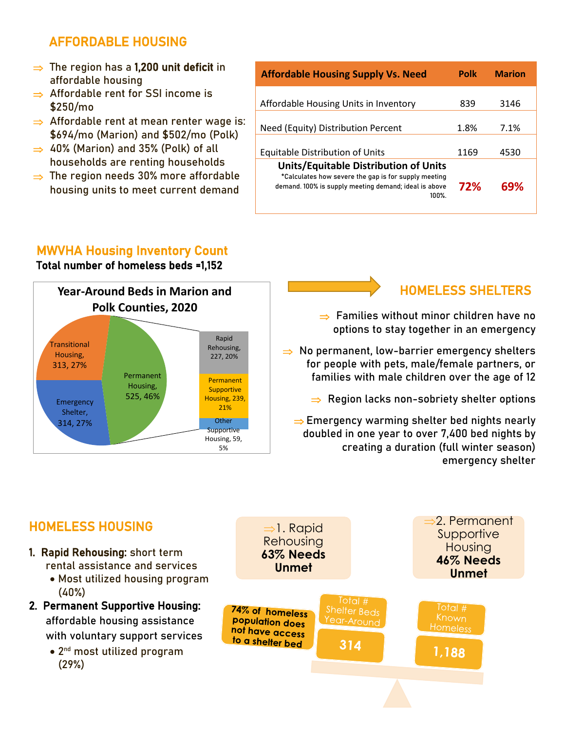## AFFORDABLE HOUSING

- ⇒ The region has a **1,200 unit deficit** in affordable housing
- ⇒ Affordable rent for SSI income is $250/mo
- ⇒ Affordable rent at mean renter wage is: $694/mo (Marion) and $502/mo (Polk)
- ⇒ 40% (Marion) and 35% (Polk) of all households are renting households
- ⇒ The region needs 30% more affordable housing units to meet current demand

| Affordable Housing Supply Vs. Need | Polk | Marion |
|---|---|---|
| Affordable Housing Units in Inventory | 839 | 3146 |
| Need (Equity) Distribution Percent | 1.8% | 7.1% |
| Equitable Distribution of Units | 1169 | 4530 |
| **Units/Equitable Distribution of Units** *Calculates how severe the gap is for supply meeting demand. 100% is supply meeting demand; ideal is above 100%. | **72%** | **69%** |

## MWVHA Housing Inventory Count

**Total number of homeless beds =1,152**

**Year-Around Beds in Marion and Polk Counties, 2020**

- Transitional Housing, 313, 27%
- Emergency Shelter, 314, 27%
- Permanent Housing, 525, 46%
  - Rapid Rehousing, 227, 20%
  - Permanent Supportive Housing, 239, 21%
  - Other Supportive Housing, 59, 5%

## HOMELESS SHELTERS

- ⇒ Families without minor children have no options to stay together in an emergency
- ⇒ No permanent, low-barrier emergency shelters for people with pets, male/female partners, or families with male children over the age of 12
- ⇒ Region lacks non-sobriety shelter options
- ⇒ Emergency warming shelter bed nights nearly doubled in one year to over 7,400 bed nights by creating a duration (full winter season) emergency shelter

## HOMELESS HOUSING

1. **Rapid Rehousing:** short term rental assistance and services
   - Most utilized housing program (40%)
2. **Permanent Supportive Housing:** affordable housing assistance with voluntary support services
   - 2nd most utilized program (29%)

⇒ 1. Rapid Rehousing **63% Needs Unmet**

⇒ 2. Permanent Supportive Housing **46% Needs Unmet**

**74% of homeless population does not have access to a shelter bed**

Total # Shelter Beds Year-Around: **314**

Total # Known Homeless: **1,188**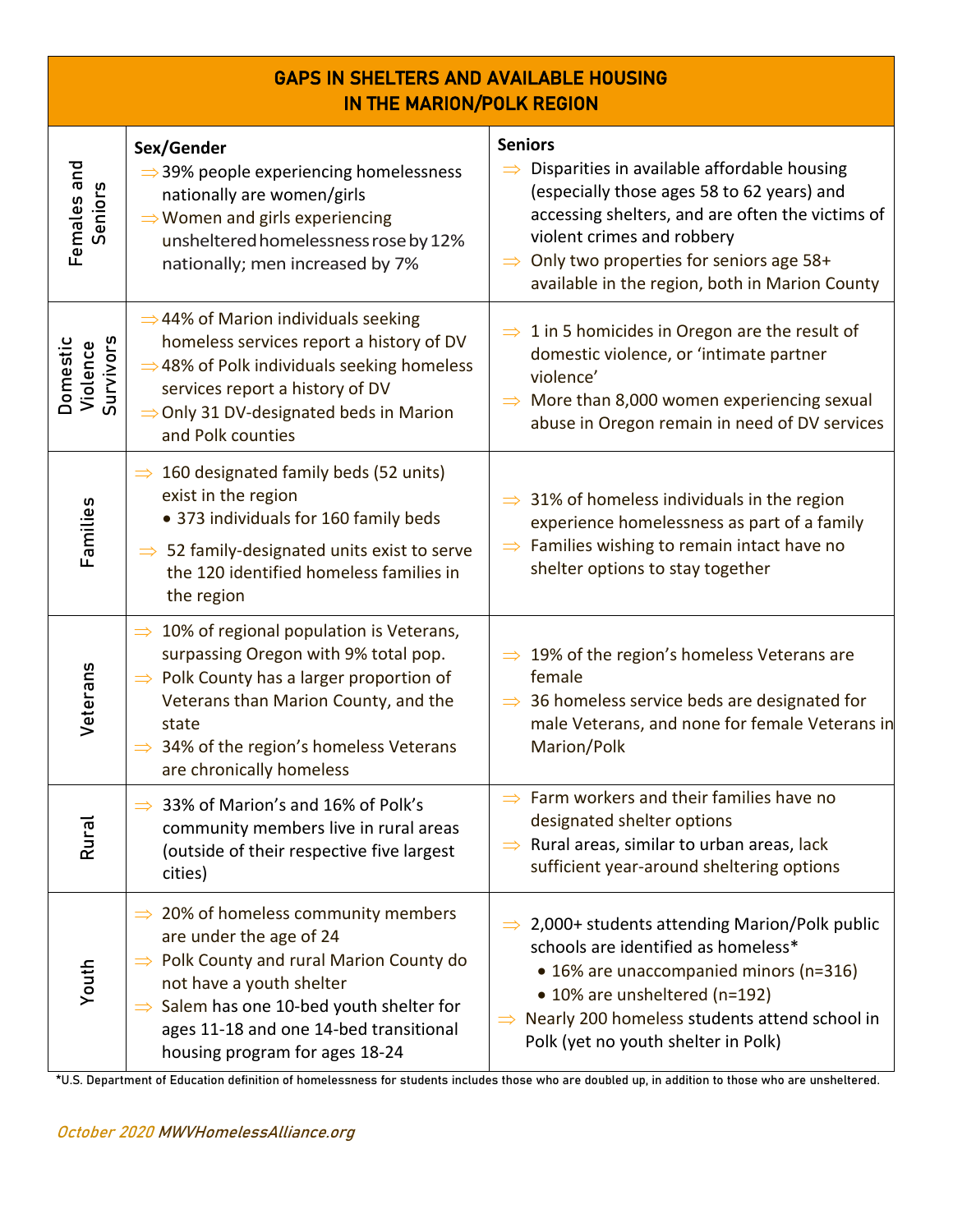| GAPS IN SHELTERS AND AVAILABLE HOUSING IN THE MARION/POLK REGION | | |
|---|---|---|
| Females and Seniors | **Sex/Gender**<br>⇒ 39% people experiencing homelessness nationally are women/girls<br>⇒ Women and girls experiencing unsheltered homelessness rose by 12% nationally; men increased by 7% | **Seniors**<br>⇒ Disparities in available affordable housing (especially those ages 58 to 62 years) and accessing shelters, and are often the victims of violent crimes and robbery<br>⇒ Only two properties for seniors age 58+ available in the region, both in Marion County |
| Domestic Violence Survivors | ⇒ 44% of Marion individuals seeking homeless services report a history of DV<br>⇒ 48% of Polk individuals seeking homeless services report a history of DV<br>⇒ Only 31 DV-designated beds in Marion and Polk counties | ⇒ 1 in 5 homicides in Oregon are the result of domestic violence, or 'intimate partner violence'<br>⇒ More than 8,000 women experiencing sexual abuse in Oregon remain in need of DV services |
| Families | ⇒ 160 designated family beds (52 units) exist in the region<br>• 373 individuals for 160 family beds<br>⇒ 52 family-designated units exist to serve the 120 identified homeless families in the region | ⇒ 31% of homeless individuals in the region experience homelessness as part of a family<br>⇒ Families wishing to remain intact have no shelter options to stay together |
| Veterans | ⇒ 10% of regional population is Veterans, surpassing Oregon with 9% total pop.<br>⇒ Polk County has a larger proportion of Veterans than Marion County, and the state<br>⇒ 34% of the region's homeless Veterans are chronically homeless | ⇒ 19% of the region's homeless Veterans are female<br>⇒ 36 homeless service beds are designated for male Veterans, and none for female Veterans in Marion/Polk |
| Rural | ⇒ 33% of Marion's and 16% of Polk's community members live in rural areas (outside of their respective five largest cities) | ⇒ Farm workers and their families have no designated shelter options<br>⇒ Rural areas, similar to urban areas, lack sufficient year-around sheltering options |
| Youth | ⇒ 20% of homeless community members are under the age of 24<br>⇒ Polk County and rural Marion County do not have a youth shelter<br>⇒ Salem has one 10-bed youth shelter for ages 11-18 and one 14-bed transitional housing program for ages 18-24 | ⇒ 2,000+ students attending Marion/Polk public schools are identified as homeless*<br>• 16% are unaccompanied minors (n=316)<br>• 10% are unsheltered (n=192)<br>⇒ Nearly 200 homeless students attend school in Polk (yet no youth shelter in Polk) |

*U.S. Department of Education definition of homelessness for students includes those who are doubled up, in addition to those who are unsheltered.

*October 2020 MWVHomelessAlliance.org*